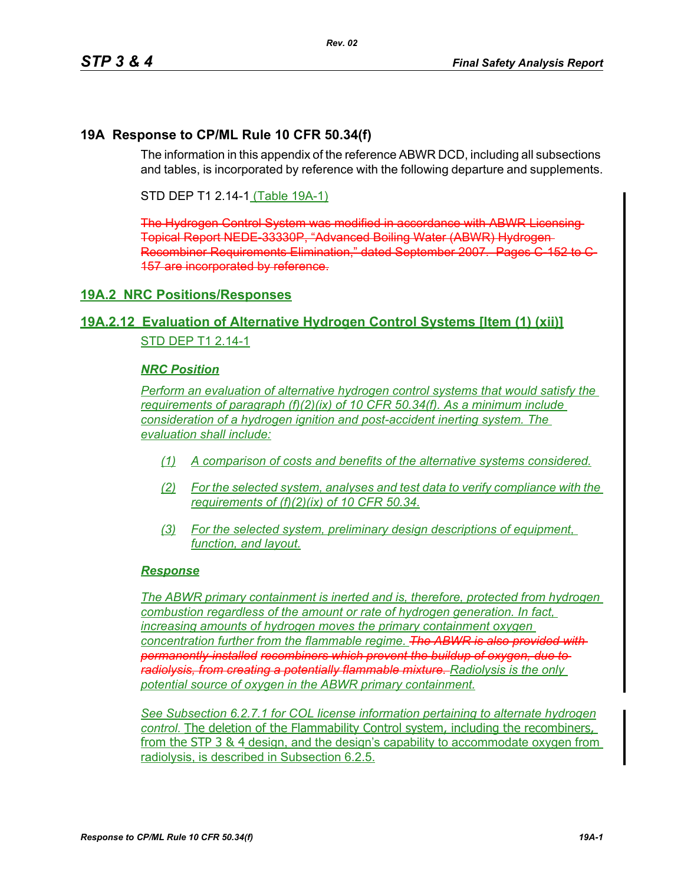# 19A Response to CP/ML Rule 10 CFR 50.34(f)

The information in this appendix of the reference ABWR DCD, including all subsections and tables, is incorporated by reference with the following departure and supplements.

STD DEP T1 2.14-1 (Table 19A-1)

~~The Hydrogen Control System was modified in accordance with ABWR Licensing Topical Report NEDE-33330P, "Advanced Boiling Water (ABWR) Hydrogen Recombiner Requirements Elimination," dated September 2007. Pages C-152 to C-157 are incorporated by reference.~~

## 19A.2 NRC Positions/Responses

### 19A.2.12 Evaluation of Alternative Hydrogen Control Systems [Item (1) (xii)]

STD DEP T1 2.14-1

***NRC Position***

*Perform an evaluation of alternative hydrogen control systems that would satisfy the requirements of paragraph (f)(2)(ix) of 10 CFR 50.34(f). As a minimum include consideration of a hydrogen ignition and post-accident inerting system. The evaluation shall include:*

*(1) A comparison of costs and benefits of the alternative systems considered.*

*(2) For the selected system, analyses and test data to verify compliance with the requirements of (f)(2)(ix) of 10 CFR 50.34.*

*(3) For the selected system, preliminary design descriptions of equipment, function, and layout.*

***Response***

*The ABWR primary containment is inerted and is, therefore, protected from hydrogen combustion regardless of the amount or rate of hydrogen generation. In fact, increasing amounts of hydrogen moves the primary containment oxygen concentration further from the flammable regime.* ~~*The ABWR is also provided with permanently installed recombiners which prevent the buildup of oxygen, due to radiolysis, from creating a potentially flammable mixture.*~~ *Radiolysis is the only potential source of oxygen in the ABWR primary containment.*

*See Subsection 6.2.7.1 for COL license information pertaining to alternate hydrogen control.* The deletion of the Flammability Control system, including the recombiners, from the STP 3 & 4 design, and the design's capability to accommodate oxygen from radiolysis, is described in Subsection 6.2.5.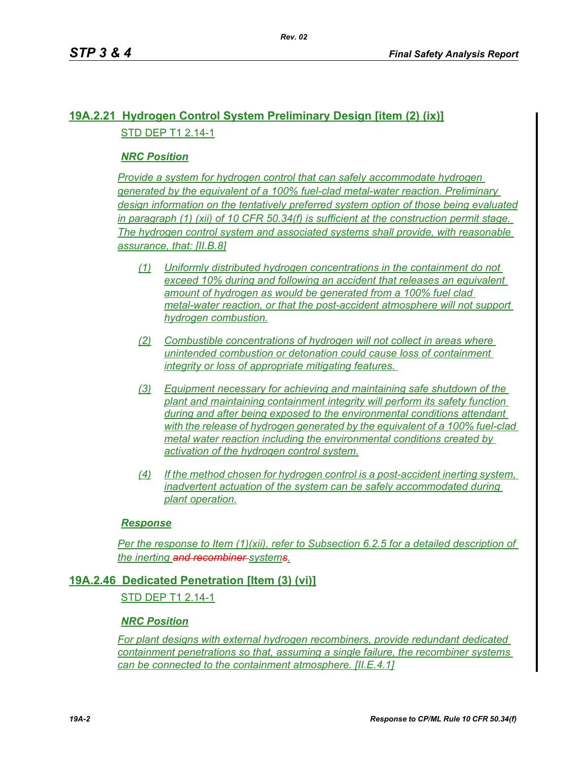## 19A.2.21 Hydrogen Control System Preliminary Design [item (2) (ix)]

STD DEP T1 2.14-1

***NRC Position***

*Provide a system for hydrogen control that can safely accommodate hydrogen generated by the equivalent of a 100% fuel-clad metal-water reaction. Preliminary design information on the tentatively preferred system option of those being evaluated in paragraph (1) (xii) of 10 CFR 50.34(f) is sufficient at the construction permit stage. The hydrogen control system and associated systems shall provide, with reasonable assurance, that: [II.B.8]*

*(1) Uniformly distributed hydrogen concentrations in the containment do not exceed 10% during and following an accident that releases an equivalent amount of hydrogen as would be generated from a 100% fuel clad metal-water reaction, or that the post-accident atmosphere will not support hydrogen combustion.*

*(2) Combustible concentrations of hydrogen will not collect in areas where unintended combustion or detonation could cause loss of containment integrity or loss of appropriate mitigating features.*

*(3) Equipment necessary for achieving and maintaining safe shutdown of the plant and maintaining containment integrity will perform its safety function during and after being exposed to the environmental conditions attendant with the release of hydrogen generated by the equivalent of a 100% fuel-clad metal water reaction including the environmental conditions created by activation of the hydrogen control system.*

*(4) If the method chosen for hydrogen control is a post-accident inerting system, inadvertent actuation of the system can be safely accommodated during plant operation.*

***Response***

*Per the response to Item (1)(xii), refer to Subsection 6.2.5 for a detailed description of the inerting ~~and recombiner~~ system~~s~~.*

## 19A.2.46 Dedicated Penetration [Item (3) (vi)]

STD DEP T1 2.14-1

***NRC Position***

*For plant designs with external hydrogen recombiners, provide redundant dedicated containment penetrations so that, assuming a single failure, the recombiner systems can be connected to the containment atmosphere. [II.E.4.1]*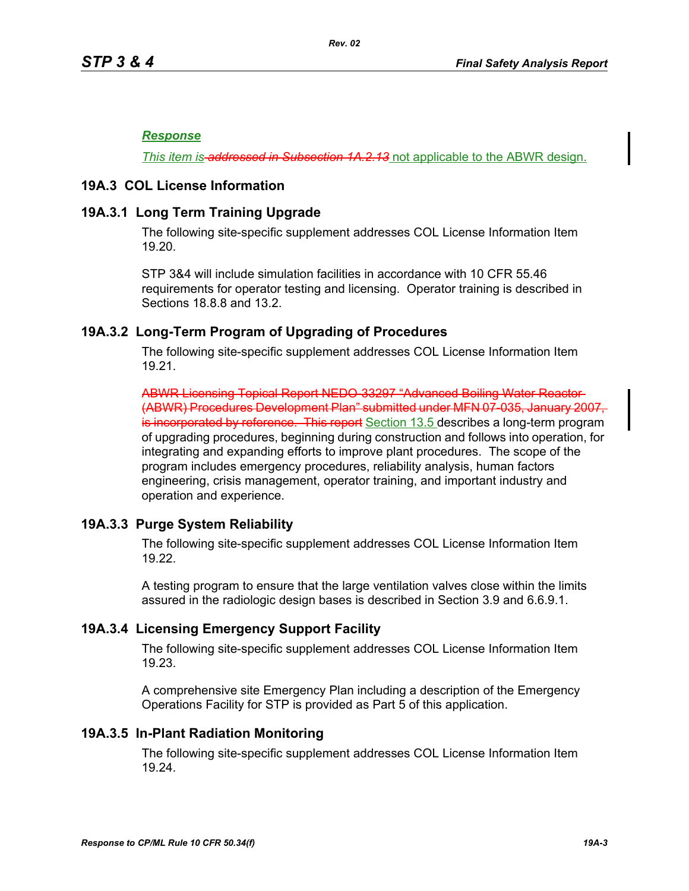***Response***

*This item is ~~addressed in Subsection 1A.2.13~~* not applicable to the ABWR design.

## 19A.3 COL License Information

### 19A.3.1 Long Term Training Upgrade

The following site-specific supplement addresses COL License Information Item 19.20.

STP 3&4 will include simulation facilities in accordance with 10 CFR 55.46 requirements for operator testing and licensing. Operator training is described in Sections 18.8.8 and 13.2.

### 19A.3.2 Long-Term Program of Upgrading of Procedures

The following site-specific supplement addresses COL License Information Item 19.21.

~~ABWR Licensing Topical Report NEDO-33297 "Advanced Boiling Water Reactor (ABWR) Procedures Development Plan" submitted under MFN 07-035, January 2007, is incorporated by reference. This report~~ Section 13.5 describes a long-term program of upgrading procedures, beginning during construction and follows into operation, for integrating and expanding efforts to improve plant procedures. The scope of the program includes emergency procedures, reliability analysis, human factors engineering, crisis management, operator training, and important industry and operation and experience.

### 19A.3.3 Purge System Reliability

The following site-specific supplement addresses COL License Information Item 19.22.

A testing program to ensure that the large ventilation valves close within the limits assured in the radiologic design bases is described in Section 3.9 and 6.6.9.1.

### 19A.3.4 Licensing Emergency Support Facility

The following site-specific supplement addresses COL License Information Item 19.23.

A comprehensive site Emergency Plan including a description of the Emergency Operations Facility for STP is provided as Part 5 of this application.

### 19A.3.5 In-Plant Radiation Monitoring

The following site-specific supplement addresses COL License Information Item 19.24.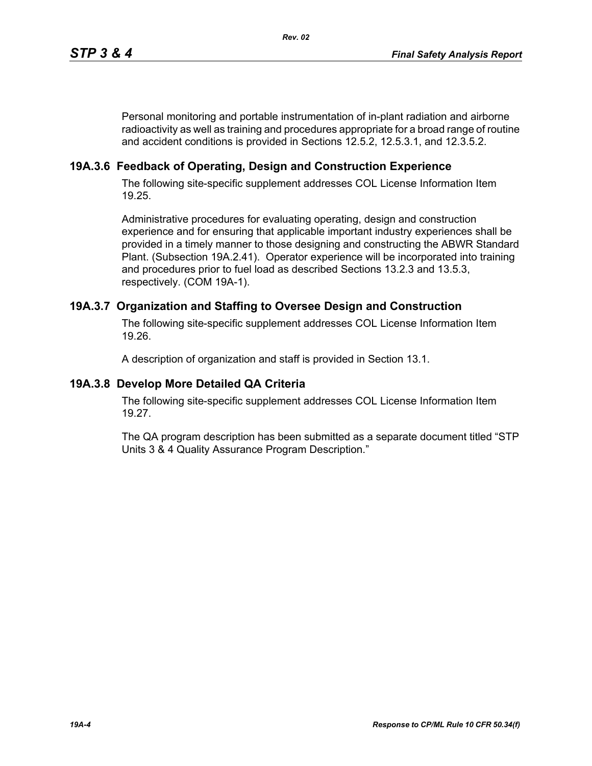Personal monitoring and portable instrumentation of in-plant radiation and airborne radioactivity as well as training and procedures appropriate for a broad range of routine and accident conditions is provided in Sections 12.5.2, 12.5.3.1, and 12.3.5.2.

## 19A.3.6 Feedback of Operating, Design and Construction Experience

The following site-specific supplement addresses COL License Information Item 19.25.

Administrative procedures for evaluating operating, design and construction experience and for ensuring that applicable important industry experiences shall be provided in a timely manner to those designing and constructing the ABWR Standard Plant. (Subsection 19A.2.41). Operator experience will be incorporated into training and procedures prior to fuel load as described Sections 13.2.3 and 13.5.3, respectively. (COM 19A-1).

## 19A.3.7 Organization and Staffing to Oversee Design and Construction

The following site-specific supplement addresses COL License Information Item 19.26.

A description of organization and staff is provided in Section 13.1.

## 19A.3.8 Develop More Detailed QA Criteria

The following site-specific supplement addresses COL License Information Item 19.27.

The QA program description has been submitted as a separate document titled "STP Units 3 & 4 Quality Assurance Program Description."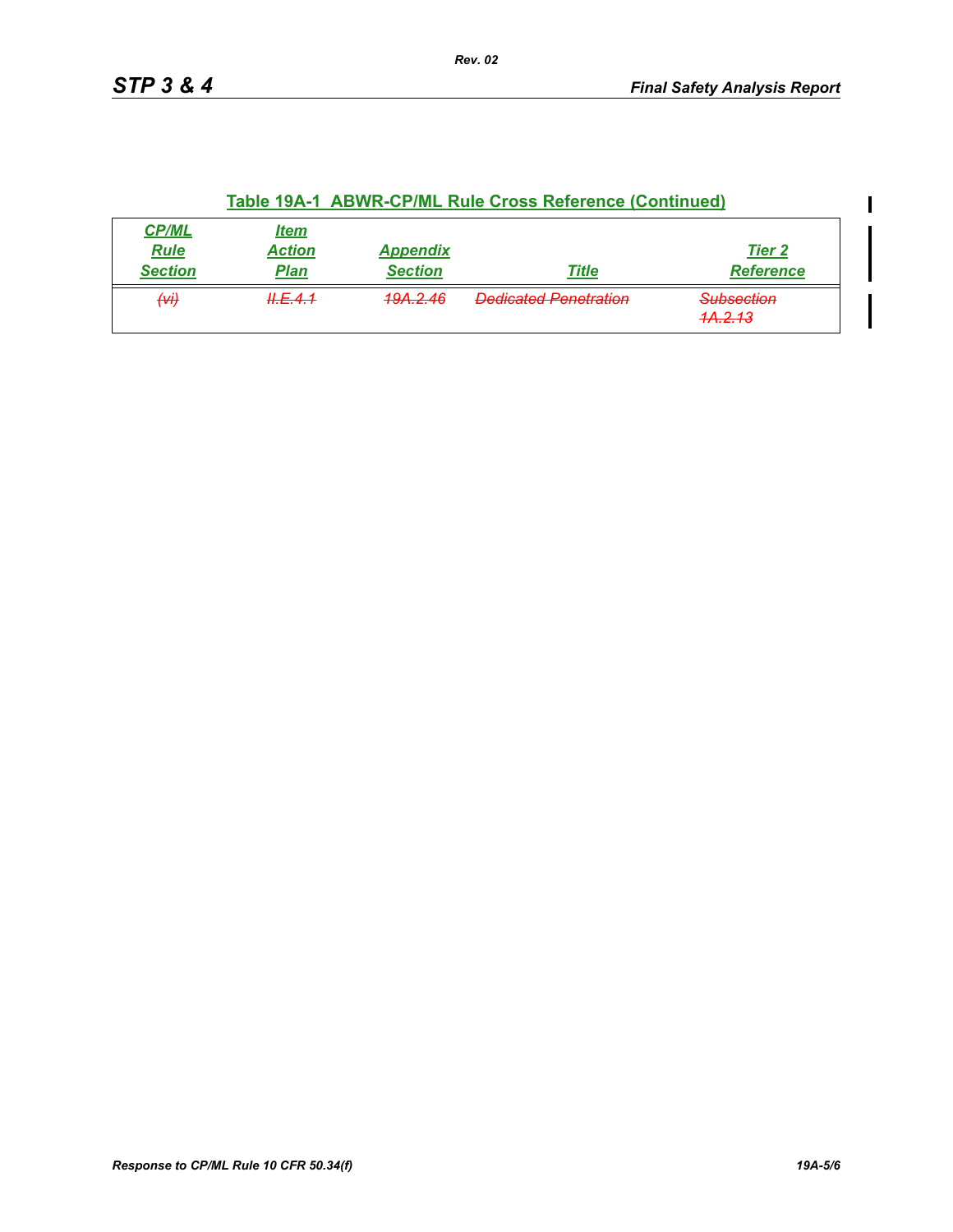## Table 19A-1 ABWR-CP/ML Rule Cross Reference (Continued)

| CP/ML Rule Section | Item Action Plan | Appendix Section | Title | Tier 2 Reference |
|---|---|---|---|---|
| ~~(vi)~~ | ~~II.E.4.1~~ | ~~19A.2.46~~ | ~~Dedicated Penetration~~ | ~~Subsection 1A.2.13~~ |